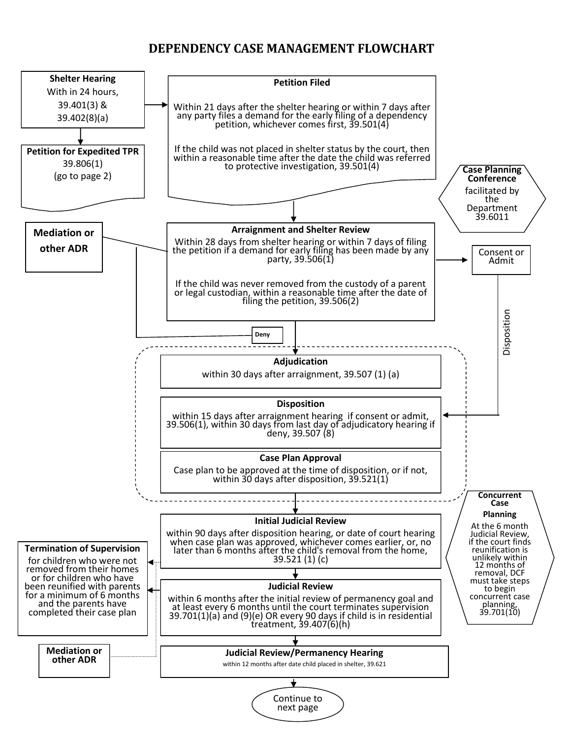# DEPENDENCY CASE MANAGEMENT FLOWCHART

**Shelter Hearing**
With in 24 hours, 39.401(3) & 39.402(8)(a)

**Petition for Expedited TPR**
39.806(1)
(go to page 2)

**Petition Filed**

Within 21 days after the shelter hearing or within 7 days after any party files a demand for the early filing of a dependency petition, whichever comes first, 39.501(4)

If the child was not placed in shelter status by the court, then within a reasonable time after the date the child was referred to protective investigation, 39.501(4)

**Case Planning Conference**
facilitated by the Department 39.6011

**Mediation or other ADR**

**Arraignment and Shelter Review**

Within 28 days from shelter hearing or within 7 days of filing the petition if a demand for early filing has been made by any party, 39.506(1)

If the child was never removed from the custody of a parent or legal custodian, within a reasonable time after the date of filing the petition, 39.506(2)

Consent or Admit

Deny

Disposition

**Adjudication**
within 30 days after arraignment, 39.507 (1) (a)

**Disposition**
within 15 days after arraignment hearing if consent or admit, 39.506(1), within 30 days from last day of adjudicatory hearing if deny, 39.507 (8)

**Case Plan Approval**
Case plan to be approved at the time of disposition, or if not, within 30 days after disposition, 39.521(1)

**Concurrent Case Planning**
At the 6 month Judicial Review, if the court finds reunification is unlikely within 12 months of removal, DCF must take steps to begin concurrent case planning, 39.701(10)

**Initial Judicial Review**
within 90 days after disposition hearing, or date of court hearing when case plan was approved, whichever comes earlier, or, no later than 6 months after the child's removal from the home, 39.521 (1) (c)

**Termination of Supervision**
for children who were not removed from their homes or for children who have been reunified with parents for a minimum of 6 months and the parents have completed their case plan

**Judicial Review**
within 6 months after the initial review of permanency goal and at least every 6 months until the court terminates supervision 39.701(1)(a) and (9)(e) OR every 90 days if child is in residential treatment, 39.407(6)(h)

**Mediation or other ADR**

**Judicial Review/Permanency Hearing**
within 12 months after date child placed in shelter, 39.621

Continue to next page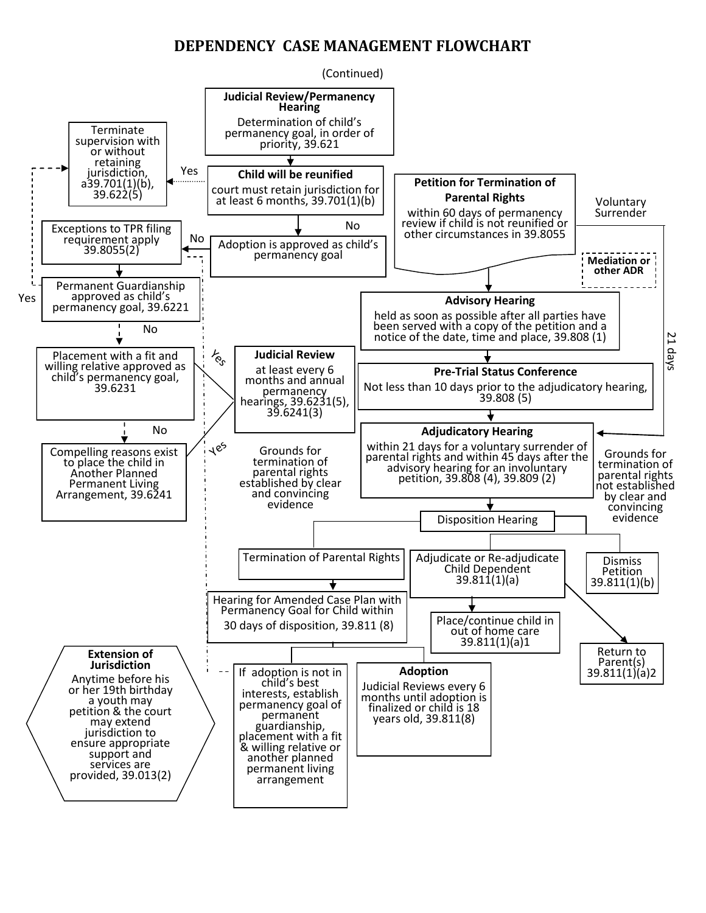# DEPENDENCY CASE MANAGEMENT FLOWCHART

(Continued)

**Judicial Review/Permanency Hearing**
Determination of child's permanency goal, in order of priority, 39.621

**Child will be reunified**
court must retain jurisdiction for at least 6 months, 39.701(1)(b)

Yes

Terminate supervision with or without retaining jurisdiction, a39.701(1)(b), 39.622(5)

No

Adoption is approved as child's permanency goal

No

Exceptions to TPR filing requirement apply 39.8055(2)

Permanent Guardianship approved as child's permanency goal, 39.6221

Yes

No

Placement with a fit and willing relative approved as child's permanency goal, 39.6231

No

Compelling reasons exist to place the child in Another Planned Permanent Living Arrangement, 39.6241

Yes

Yes

**Judicial Review**
at least every 6 months and annual permanency hearings, 39.6231(5), 39.6241(3)

**Petition for Termination of Parental Rights**
within 60 days of permanency review if child is not reunified or other circumstances in 39.8055

Voluntary Surrender

**Mediation or other ADR**

21 days

**Advisory Hearing**
held as soon as possible after all parties have been served with a copy of the petition and a notice of the date, time and place, 39.808 (1)

**Pre-Trial Status Conference**
Not less than 10 days prior to the adjudicatory hearing, 39.808 (5)

**Adjudicatory Hearing**
within 21 days for a voluntary surrender of parental rights and within 45 days after the advisory hearing for an involuntary petition, 39.808 (4), 39.809 (2)

Grounds for termination of parental rights established by clear and convincing evidence

Grounds for termination of parental rights not established by clear and convincing evidence

Disposition Hearing

Termination of Parental Rights

Adjudicate or Re-adjudicate Child Dependent 39.811(1)(a)

Dismiss Petition 39.811(1)(b)

Hearing for Amended Case Plan with Permanency Goal for Child within 30 days of disposition, 39.811 (8)

Place/continue child in out of home care 39.811(1)(a)1

Return to Parent(s) 39.811(1)(a)2

If adoption is not in child's best interests, establish permanency goal of permanent guardianship, placement with a fit & willing relative or another planned permanent living arrangement

**Adoption**
Judicial Reviews every 6 months until adoption is finalized or child is 18 years old, 39.811(8)

**Extension of Jurisdiction**
Anytime before his or her 19th birthday a youth may petition & the court may extend jurisdiction to ensure appropriate support and services are provided, 39.013(2)